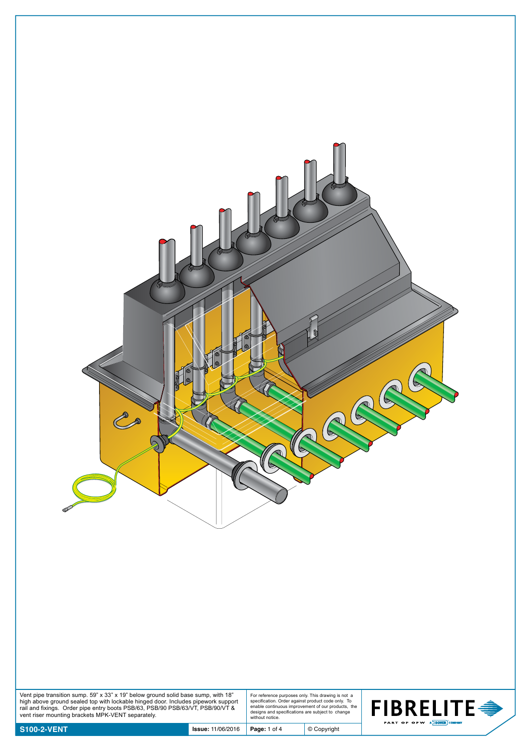Vent pipe transition sump. 59" x 33" x 19" below ground solid base sump, with 18" high above ground sealed top with lockable hinged door. Includes pipework support rail and fixings. Order pipe entry boots PSB/63, PSB/90 PSB/63/VT, PSB/90/VT & vent riser mounting brackets MPK-VENT separately.

For reference purposes only. This drawing is not a specification. Order against product code only. To enable continuous improvement of our products, the designs and specifications are subject to change without notice.

**S100-2-VENT**

**Issue:** 11/06/2016

© Copyright

FIBRELITE — PART OF OPW — A DOVER COMPANY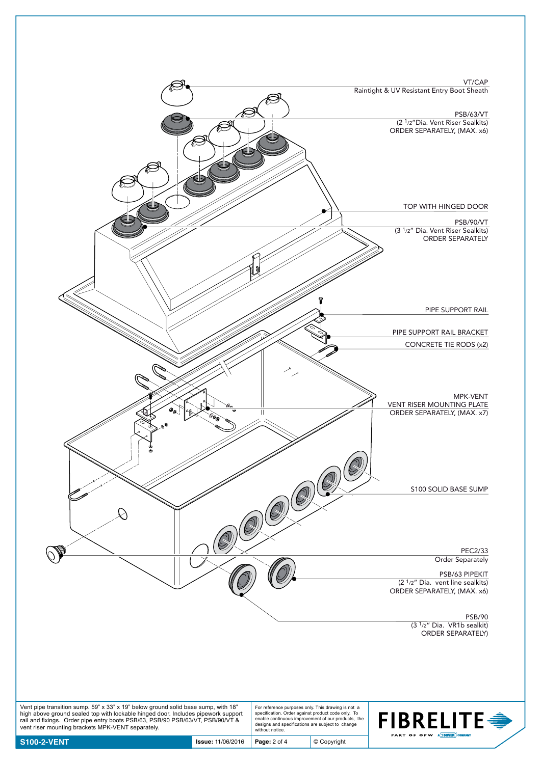VT/CAP
Raintight & UV Resistant Entry Boot Sheath

PSB/63/VT
(2 1/2" Dia. Vent Riser Sealkits)
ORDER SEPARATELY, (MAX. x6)

TOP WITH HINGED DOOR

PSB/90/VT
(3 1/2" Dia. Vent Riser Sealkits)
ORDER SEPARATELY

PIPE SUPPORT RAIL

PIPE SUPPORT RAIL BRACKET

CONCRETE TIE RODS (x2)

MPK-VENT
VENT RISER MOUNTING PLATE
ORDER SEPARATELY, (MAX. x7)

S100 SOLID BASE SUMP

PEC2/33
Order Separately

PSB/63 PIPEKIT
(2 1/2" Dia. vent line sealkits)
ORDER SEPARATELY, (MAX. x6)

PSB/90
(3 1/2" Dia. VR1b sealkit)
ORDER SEPARATELY)

Vent pipe transition sump. 59" x 33" x 19" below ground solid base sump, with 18" high above ground sealed top with lockable hinged door. Includes pipework support rail and fixings. Order pipe entry boots PSB/63, PSB/90 PSB/63/VT, PSB/90/VT & vent riser mounting brackets MPK-VENT separately.

For reference purposes only. This drawing is not a specification. Order against product code only. To enable continuous improvement of our products, the designs and specifications are subject to change without notice.

FIBRELITE — PART OF OPW A DOVER COMPANY

| S100-2-VENT | Issue: 11/06/2016 | Page: 2 of 4 | © Copyright |
|---|---|---|---|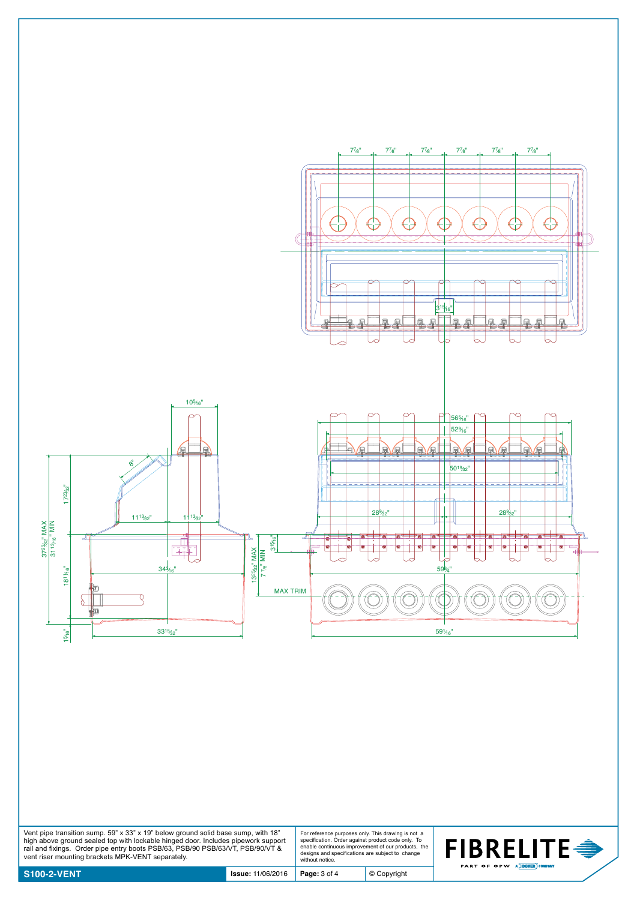7⅞" 7⅞" 7⅞" 7⅞" 7⅞" 7⅞"

3¹⁵⁄₁₆"

10⁵⁄₁₆"

8"

17²³⁄₃₂"

37²³⁄₃₂" MAX
31¹³⁄₁₆" MIN

11¹³⁄₃₂" 11¹³⁄₃₂"

18¹¹⁄₁₆"

34⁵⁄₁₆"

1⁵⁄₁₆"

33¹⁵⁄₃₂"

56⁵⁄₁₆"

52⁹⁄₁₆"

50¹⁹⁄₃₂"

28⁹⁄₃₂" 28⁹⁄₃₂"

3¹⁵⁄₁₆"

13²³⁄₃₂" MAX
7 7/8" MIN

59¾"

MAX TRIM

59¹⁄₁₆"

Vent pipe transition sump. 59" x 33" x 19" below ground solid base sump, with 18" high above ground sealed top with lockable hinged door. Includes pipework support rail and fixings. Order pipe entry boots PSB/63, PSB/90 PSB/63/VT, PSB/90/VT & vent riser mounting brackets MPK-VENT separately.

For reference purposes only. This drawing is not a specification. Order against product code only. To enable continuous improvement of our products, the designs and specifications are subject to change without notice.

**FIBRELITE** PART OF OPW A DOVER COMPANY

| **S100-2-VENT** | **Issue:** 11/06/2016 | **Page:** 3 of 4 | © Copyright |
|---|---|---|---|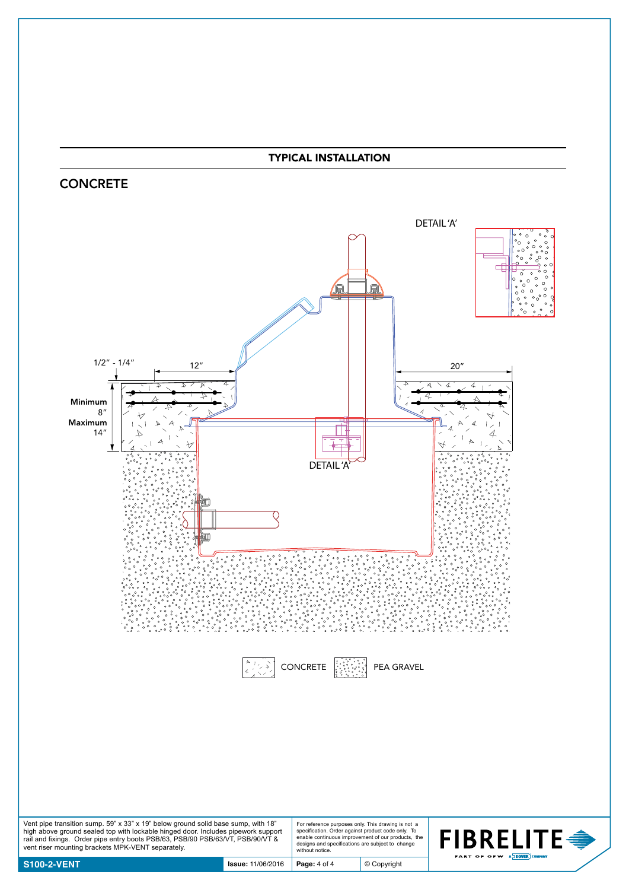## TYPICAL INSTALLATION

# CONCRETE

DETAIL 'A'

1/2" - 1/4"

12"

20"

Minimum 8"

Maximum 14"

DETAIL 'A'

CONCRETE

PEA GRAVEL

Vent pipe transition sump. 59" x 33" x 19" below ground solid base sump, with 18" high above ground sealed top with lockable hinged door. Includes pipework support rail and fixings. Order pipe entry boots PSB/63, PSB/90 PSB/63/VT, PSB/90/VT & vent riser mounting brackets MPK-VENT separately.

For reference purposes only. This drawing is not a specification. Order against product code only. To enable continuous improvement of our products, the designs and specifications are subject to change without notice.

**S100-2-VENT** | **Issue:** 11/06/2016 | © Copyright

FIBRELITE PART OF OPW A DOVER COMPANY